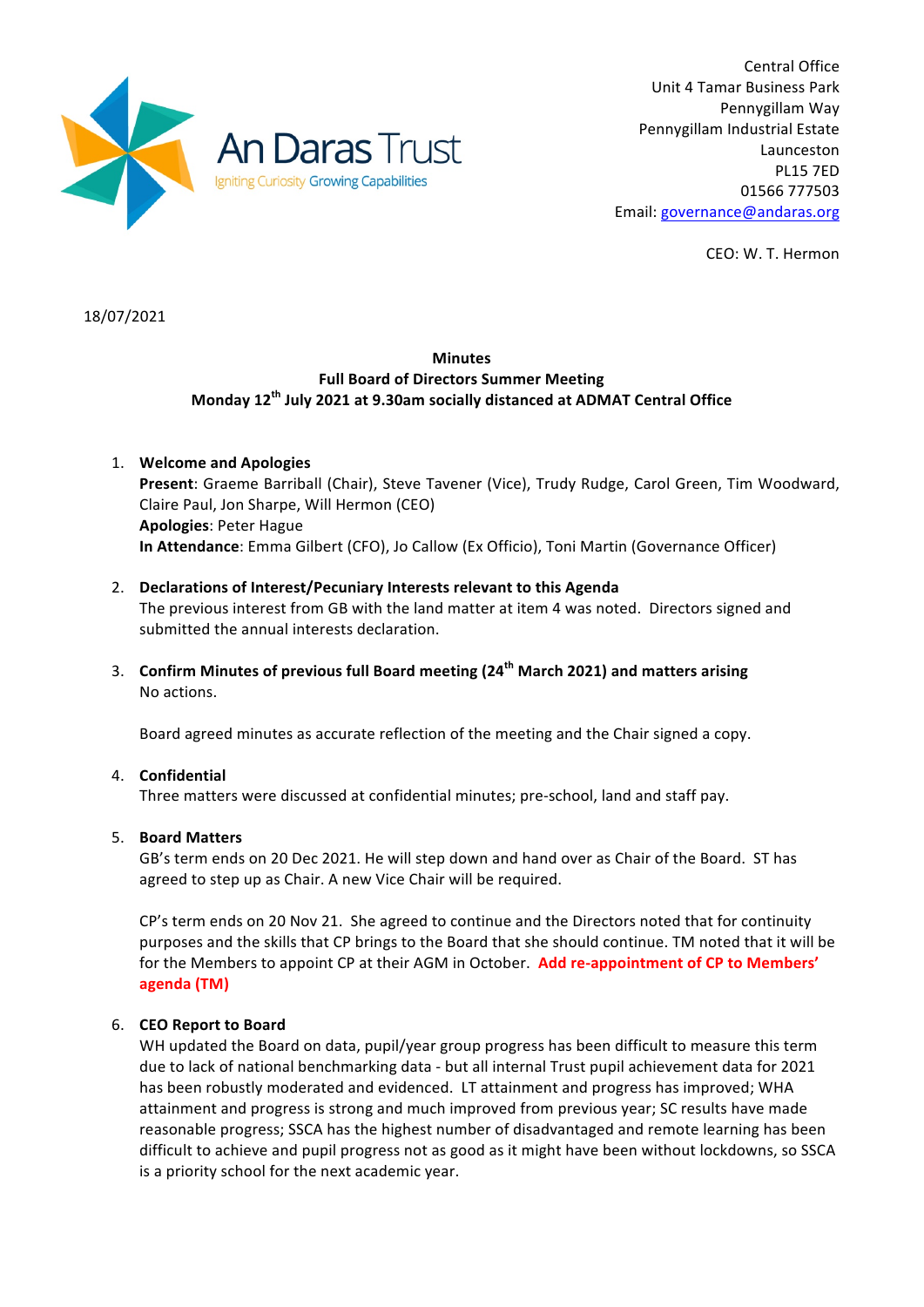An Daras Trust
Igniting Curiosity Growing Capabilities

Central Office
Unit 4 Tamar Business Park
Pennygillam Way
Pennygillam Industrial Estate
Launceston
PL15 7ED
01566 777503
Email: governance@andaras.org

CEO: W. T. Hermon

18/07/2021

**Minutes**
**Full Board of Directors Summer Meeting**
**Monday 12th July 2021 at 9.30am socially distanced at ADMAT Central Office**

1. **Welcome and Apologies**
   **Present**: Graeme Barriball (Chair), Steve Tavener (Vice), Trudy Rudge, Carol Green, Tim Woodward, Claire Paul, Jon Sharpe, Will Hermon (CEO)
   **Apologies**: Peter Hague
   **In Attendance**: Emma Gilbert (CFO), Jo Callow (Ex Officio), Toni Martin (Governance Officer)

2. **Declarations of Interest/Pecuniary Interests relevant to this Agenda**
   The previous interest from GB with the land matter at item 4 was noted. Directors signed and submitted the annual interests declaration.

3. **Confirm Minutes of previous full Board meeting (24th March 2021) and matters arising**
   No actions.

   Board agreed minutes as accurate reflection of the meeting and the Chair signed a copy.

4. **Confidential**
   Three matters were discussed at confidential minutes; pre-school, land and staff pay.

5. **Board Matters**
   GB's term ends on 20 Dec 2021. He will step down and hand over as Chair of the Board. ST has agreed to step up as Chair. A new Vice Chair will be required.

   CP's term ends on 20 Nov 21. She agreed to continue and the Directors noted that for continuity purposes and the skills that CP brings to the Board that she should continue. TM noted that it will be for the Members to appoint CP at their AGM in October. **Add re-appointment of CP to Members' agenda (TM)**

6. **CEO Report to Board**
   WH updated the Board on data, pupil/year group progress has been difficult to measure this term due to lack of national benchmarking data - but all internal Trust pupil achievement data for 2021 has been robustly moderated and evidenced. LT attainment and progress has improved; WHA attainment and progress is strong and much improved from previous year; SC results have made reasonable progress; SSCA has the highest number of disadvantaged and remote learning has been difficult to achieve and pupil progress not as good as it might have been without lockdowns, so SSCA is a priority school for the next academic year.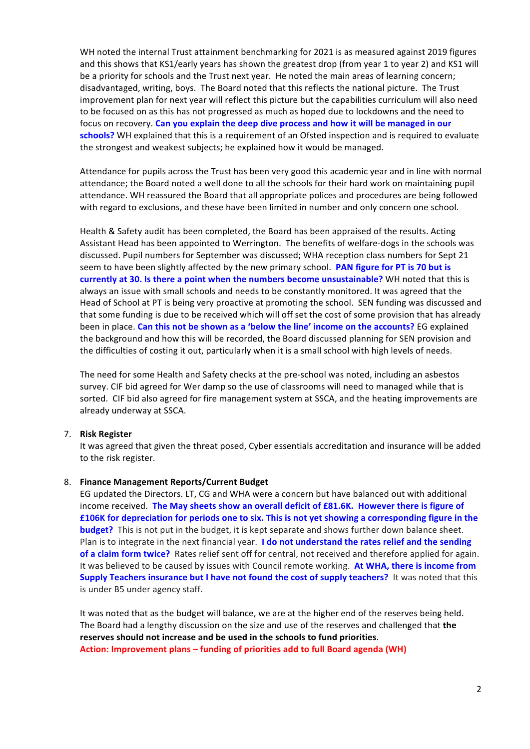WH noted the internal Trust attainment benchmarking for 2021 is as measured against 2019 figures and this shows that KS1/early years has shown the greatest drop (from year 1 to year 2) and KS1 will be a priority for schools and the Trust next year. He noted the main areas of learning concern; disadvantaged, writing, boys. The Board noted that this reflects the national picture. The Trust improvement plan for next year will reflect this picture but the capabilities curriculum will also need to be focused on as this has not progressed as much as hoped due to lockdowns and the need to focus on recovery. **Can you explain the deep dive process and how it will be managed in our schools?** WH explained that this is a requirement of an Ofsted inspection and is required to evaluate the strongest and weakest subjects; he explained how it would be managed.

Attendance for pupils across the Trust has been very good this academic year and in line with normal attendance; the Board noted a well done to all the schools for their hard work on maintaining pupil attendance. WH reassured the Board that all appropriate polices and procedures are being followed with regard to exclusions, and these have been limited in number and only concern one school.

Health & Safety audit has been completed, the Board has been appraised of the results. Acting Assistant Head has been appointed to Werrington. The benefits of welfare-dogs in the schools was discussed. Pupil numbers for September was discussed; WHA reception class numbers for Sept 21 seem to have been slightly affected by the new primary school. **PAN figure for PT is 70 but is currently at 30. Is there a point when the numbers become unsustainable?** WH noted that this is always an issue with small schools and needs to be constantly monitored. It was agreed that the Head of School at PT is being very proactive at promoting the school. SEN funding was discussed and that some funding is due to be received which will off set the cost of some provision that has already been in place. **Can this not be shown as a 'below the line' income on the accounts?** EG explained the background and how this will be recorded, the Board discussed planning for SEN provision and the difficulties of costing it out, particularly when it is a small school with high levels of needs.

The need for some Health and Safety checks at the pre-school was noted, including an asbestos survey. CIF bid agreed for Wer damp so the use of classrooms will need to managed while that is sorted. CIF bid also agreed for fire management system at SSCA, and the heating improvements are already underway at SSCA.

7. **Risk Register**

   It was agreed that given the threat posed, Cyber essentials accreditation and insurance will be added to the risk register.

8. **Finance Management Reports/Current Budget**

   EG updated the Directors. LT, CG and WHA were a concern but have balanced out with additional income received. **The May sheets show an overall deficit of £81.6K. However there is figure of £106K for depreciation for periods one to six. This is not yet showing a corresponding figure in the budget?** This is not put in the budget, it is kept separate and shows further down balance sheet. Plan is to integrate in the next financial year. **I do not understand the rates relief and the sending of a claim form twice?** Rates relief sent off for central, not received and therefore applied for again. It was believed to be caused by issues with Council remote working. **At WHA, there is income from Supply Teachers insurance but I have not found the cost of supply teachers?** It was noted that this is under B5 under agency staff.

   It was noted that as the budget will balance, we are at the higher end of the reserves being held. The Board had a lengthy discussion on the size and use of the reserves and challenged that **the reserves should not increase and be used in the schools to fund priorities**.

   **Action: Improvement plans – funding of priorities add to full Board agenda (WH)**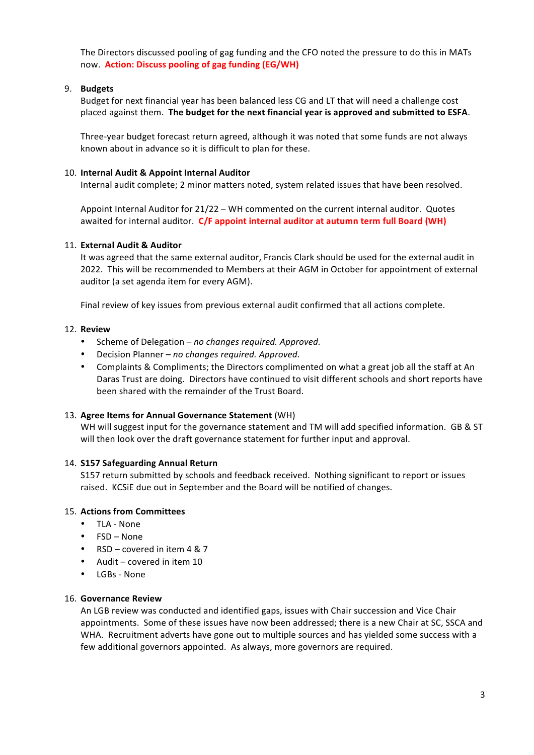The Directors discussed pooling of gag funding and the CFO noted the pressure to do this in MATs now. **Action: Discuss pooling of gag funding (EG/WH)**

9. **Budgets**

   Budget for next financial year has been balanced less CG and LT that will need a challenge cost placed against them. **The budget for the next financial year is approved and submitted to ESFA**.

   Three-year budget forecast return agreed, although it was noted that some funds are not always known about in advance so it is difficult to plan for these.

10. **Internal Audit & Appoint Internal Auditor**

    Internal audit complete; 2 minor matters noted, system related issues that have been resolved.

    Appoint Internal Auditor for 21/22 – WH commented on the current internal auditor. Quotes awaited for internal auditor. **C/F appoint internal auditor at autumn term full Board (WH)**

11. **External Audit & Auditor**

    It was agreed that the same external auditor, Francis Clark should be used for the external audit in 2022. This will be recommended to Members at their AGM in October for appointment of external auditor (a set agenda item for every AGM).

    Final review of key issues from previous external audit confirmed that all actions complete.

12. **Review**
    - Scheme of Delegation – *no changes required. Approved.*
    - Decision Planner – *no changes required. Approved.*
    - Complaints & Compliments; the Directors complimented on what a great job all the staff at An Daras Trust are doing. Directors have continued to visit different schools and short reports have been shared with the remainder of the Trust Board.

13. **Agree Items for Annual Governance Statement** (WH)

    WH will suggest input for the governance statement and TM will add specified information. GB & ST will then look over the draft governance statement for further input and approval.

14. **S157 Safeguarding Annual Return**

    S157 return submitted by schools and feedback received. Nothing significant to report or issues raised. KCSiE due out in September and the Board will be notified of changes.

15. **Actions from Committees**
    - TLA - None
    - FSD – None
    - RSD – covered in item 4 & 7
    - Audit – covered in item 10
    - LGBs - None

16. **Governance Review**

    An LGB review was conducted and identified gaps, issues with Chair succession and Vice Chair appointments. Some of these issues have now been addressed; there is a new Chair at SC, SSCA and WHA. Recruitment adverts have gone out to multiple sources and has yielded some success with a few additional governors appointed. As always, more governors are required.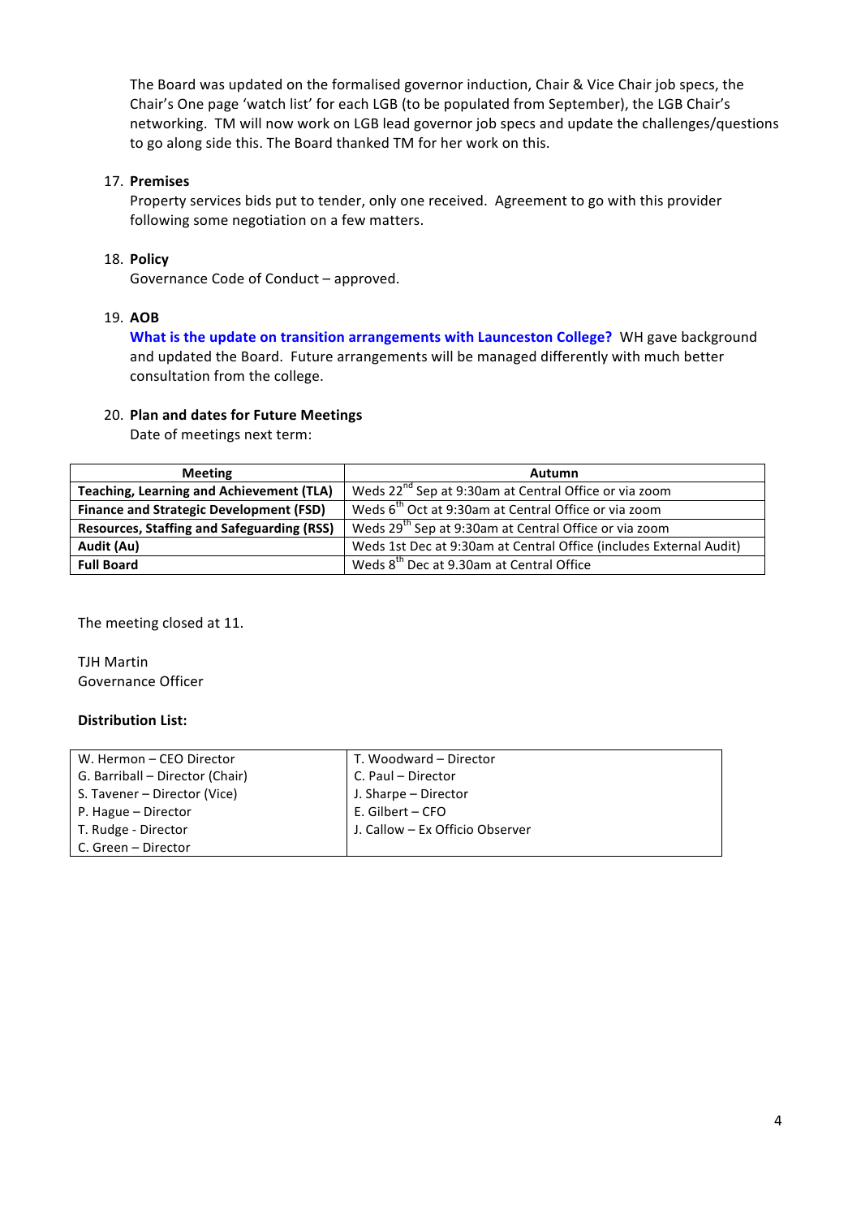The Board was updated on the formalised governor induction, Chair & Vice Chair job specs, the Chair's One page 'watch list' for each LGB (to be populated from September), the LGB Chair's networking. TM will now work on LGB lead governor job specs and update the challenges/questions to go along side this. The Board thanked TM for her work on this.

17. **Premises**
    Property services bids put to tender, only one received. Agreement to go with this provider following some negotiation on a few matters.

18. **Policy**
    Governance Code of Conduct – approved.

19. **AOB**
    **What is the update on transition arrangements with Launceston College?** WH gave background and updated the Board. Future arrangements will be managed differently with much better consultation from the college.

20. **Plan and dates for Future Meetings**
    Date of meetings next term:

| Meeting | Autumn |
|---|---|
| **Teaching, Learning and Achievement (TLA)** | Weds 22nd Sep at 9:30am at Central Office or via zoom |
| **Finance and Strategic Development (FSD)** | Weds 6th Oct at 9:30am at Central Office or via zoom |
| **Resources, Staffing and Safeguarding (RSS)** | Weds 29th Sep at 9:30am at Central Office or via zoom |
| **Audit (Au)** | Weds 1st Dec at 9:30am at Central Office (includes External Audit) |
| **Full Board** | Weds 8th Dec at 9.30am at Central Office |

The meeting closed at 11.

TJH Martin
Governance Officer

**Distribution List:**

| | |
|---|---|
| W. Hermon – CEO Director | T. Woodward – Director |
| G. Barriball – Director (Chair) | C. Paul – Director |
| S. Tavener – Director (Vice) | J. Sharpe – Director |
| P. Hague – Director | E. Gilbert – CFO |
| T. Rudge - Director | J. Callow – Ex Officio Observer |
| C. Green – Director | |